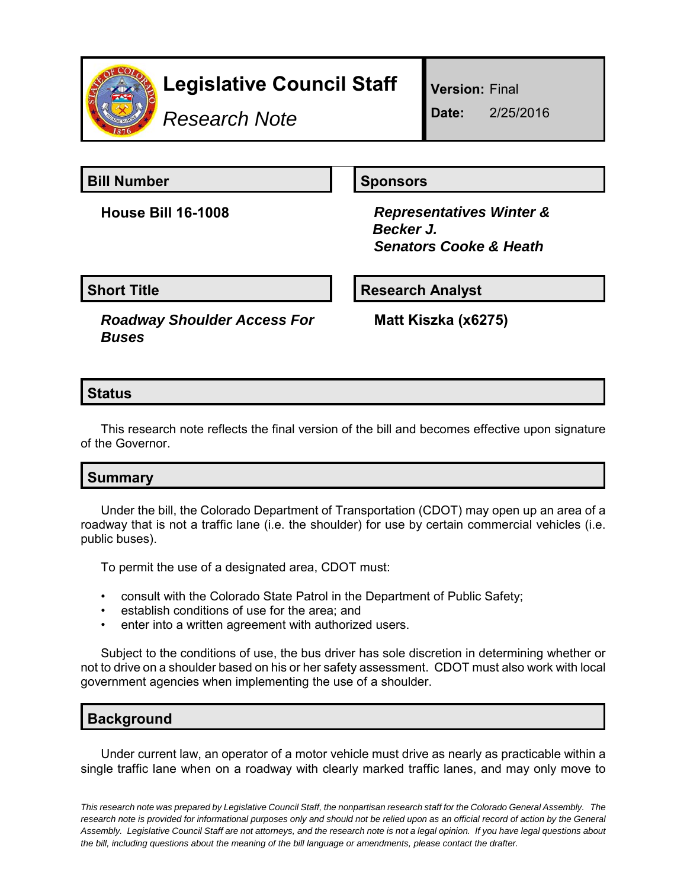# Legislative Council Staff

*Research Note*

**Version:** Final

**Date:** 2/25/2016

## Bill Number

**House Bill 16-1008**

## Sponsors

***Representatives Winter & Becker J.***
***Senators Cooke & Heath***

## Short Title

***Roadway Shoulder Access For Buses***

## Research Analyst

**Matt Kiszka (x6275)**

## Status

This research note reflects the final version of the bill and becomes effective upon signature of the Governor.

## Summary

Under the bill, the Colorado Department of Transportation (CDOT) may open up an area of a roadway that is not a traffic lane (i.e. the shoulder) for use by certain commercial vehicles (i.e. public buses).

To permit the use of a designated area, CDOT must:

- consult with the Colorado State Patrol in the Department of Public Safety;
- establish conditions of use for the area; and
- enter into a written agreement with authorized users.

Subject to the conditions of use, the bus driver has sole discretion in determining whether or not to drive on a shoulder based on his or her safety assessment. CDOT must also work with local government agencies when implementing the use of a shoulder.

## Background

Under current law, an operator of a motor vehicle must drive as nearly as practicable within a single traffic lane when on a roadway with clearly marked traffic lanes, and may only move to

*This research note was prepared by Legislative Council Staff, the nonpartisan research staff for the Colorado General Assembly. The research note is provided for informational purposes only and should not be relied upon as an official record of action by the General Assembly. Legislative Council Staff are not attorneys, and the research note is not a legal opinion. If you have legal questions about the bill, including questions about the meaning of the bill language or amendments, please contact the drafter.*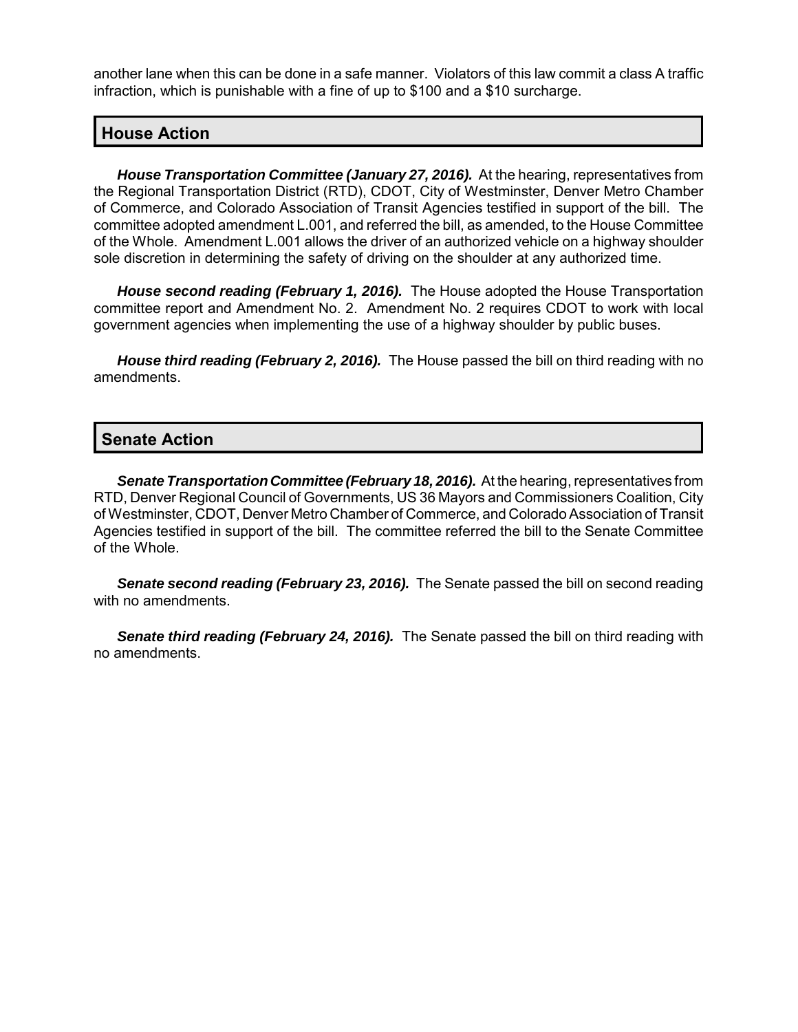another lane when this can be done in a safe manner. Violators of this law commit a class A traffic infraction, which is punishable with a fine of up to $100 and a $10 surcharge.

## House Action

***House Transportation Committee (January 27, 2016).*** At the hearing, representatives from the Regional Transportation District (RTD), CDOT, City of Westminster, Denver Metro Chamber of Commerce, and Colorado Association of Transit Agencies testified in support of the bill. The committee adopted amendment L.001, and referred the bill, as amended, to the House Committee of the Whole. Amendment L.001 allows the driver of an authorized vehicle on a highway shoulder sole discretion in determining the safety of driving on the shoulder at any authorized time.

***House second reading (February 1, 2016).*** The House adopted the House Transportation committee report and Amendment No. 2. Amendment No. 2 requires CDOT to work with local government agencies when implementing the use of a highway shoulder by public buses.

***House third reading (February 2, 2016).*** The House passed the bill on third reading with no amendments.

## Senate Action

***Senate Transportation Committee (February 18, 2016).*** At the hearing, representatives from RTD, Denver Regional Council of Governments, US 36 Mayors and Commissioners Coalition, City of Westminster, CDOT, Denver Metro Chamber of Commerce, and Colorado Association of Transit Agencies testified in support of the bill. The committee referred the bill to the Senate Committee of the Whole.

***Senate second reading (February 23, 2016).*** The Senate passed the bill on second reading with no amendments.

***Senate third reading (February 24, 2016).*** The Senate passed the bill on third reading with no amendments.